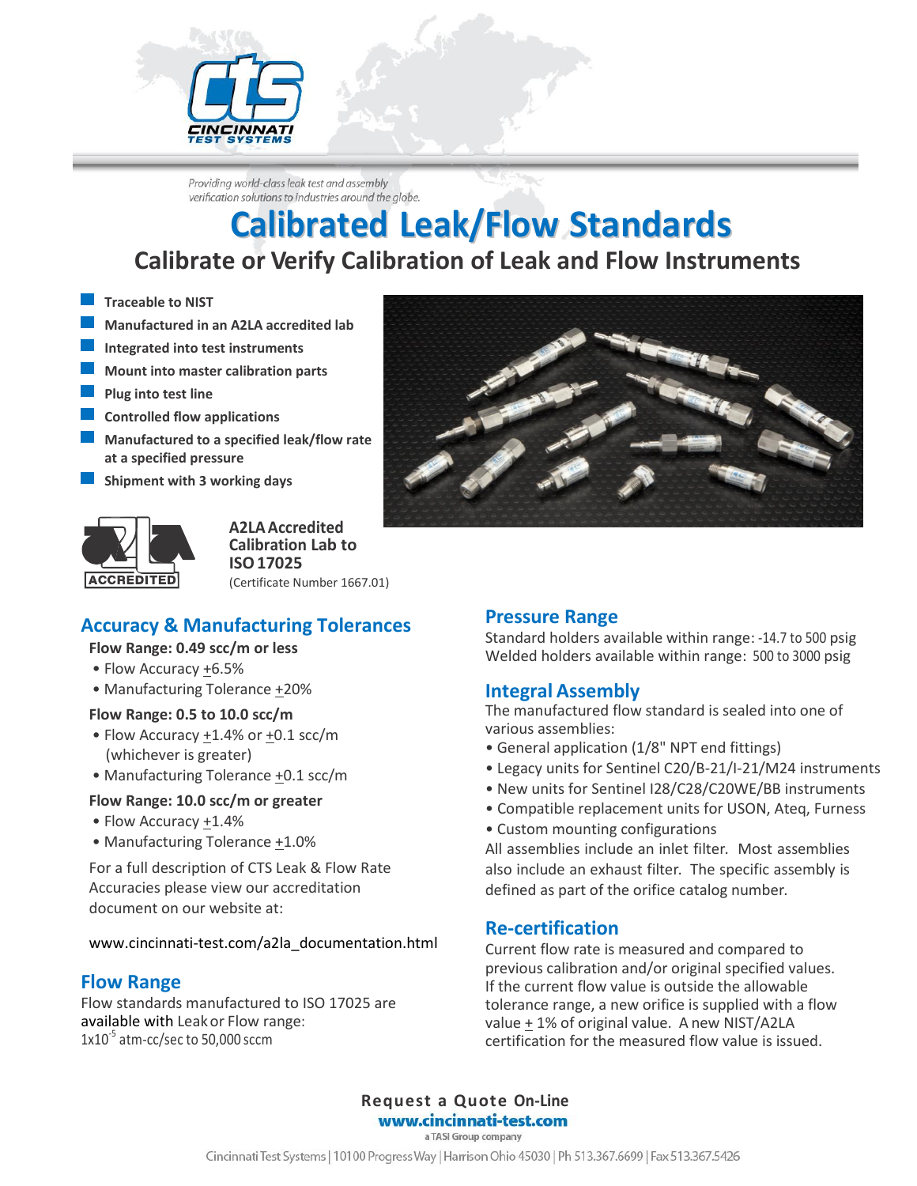CINCINNATI TEST SYSTEMS

*Providing world-class leak test and assembly verification solutions to industries around the globe.*

# Calibrated Leak/Flow Standards

## Calibrate or Verify Calibration of Leak and Flow Instruments

- **Traceable to NIST**
- **Manufactured in an A2LA accredited lab**
- **Integrated into test instruments**
- **Mount into master calibration parts**
- **Plug into test line**
- **Controlled flow applications**
- **Manufactured to a specified leak/flow rate at a specified pressure**
- **Shipment with 3 working days**

ACCREDITED

**A2LA Accredited Calibration Lab to ISO 17025**
(Certificate Number 1667.01)

### Accuracy & Manufacturing Tolerances

**Flow Range: 0.49 scc/m or less**

- Flow Accuracy ±6.5%
- Manufacturing Tolerance ±20%

**Flow Range: 0.5 to 10.0 scc/m**

- Flow Accuracy ±1.4% or ±0.1 scc/m (whichever is greater)
- Manufacturing Tolerance ±0.1 scc/m

**Flow Range: 10.0 scc/m or greater**

- Flow Accuracy ±1.4%
- Manufacturing Tolerance ±1.0%

For a full description of CTS Leak & Flow Rate Accuracies please view our accreditation document on our website at:

www.cincinnati-test.com/a2la_documentation.html

### Flow Range

Flow standards manufactured to ISO 17025 are available with Leak or Flow range:
$1x10^{-5}$ atm-cc/sec to 50,000 sccm

### Pressure Range

Standard holders available within range: -14.7 to 500 psig
Welded holders available within range: 500 to 3000 psig

### Integral Assembly

The manufactured flow standard is sealed into one of various assemblies:

- General application (1/8" NPT end fittings)
- Legacy units for Sentinel C20/B-21/I-21/M24 instruments
- New units for Sentinel I28/C28/C20WE/BB instruments
- Compatible replacement units for USON, Ateq, Furness
- Custom mounting configurations

All assemblies include an inlet filter. Most assemblies also include an exhaust filter. The specific assembly is defined as part of the orifice catalog number.

### Re-certification

Current flow rate is measured and compared to previous calibration and/or original specified values. If the current flow value is outside the allowable tolerance range, a new orifice is supplied with a flow value ± 1% of original value. A new NIST/A2LA certification for the measured flow value is issued.

**Request a Quote On-Line**
**www.cincinnati-test.com**
a TASI Group company

Cincinnati Test Systems | 10100 Progress Way | Harrison Ohio 45030 | Ph 513.367.6699 | Fax 513.367.5426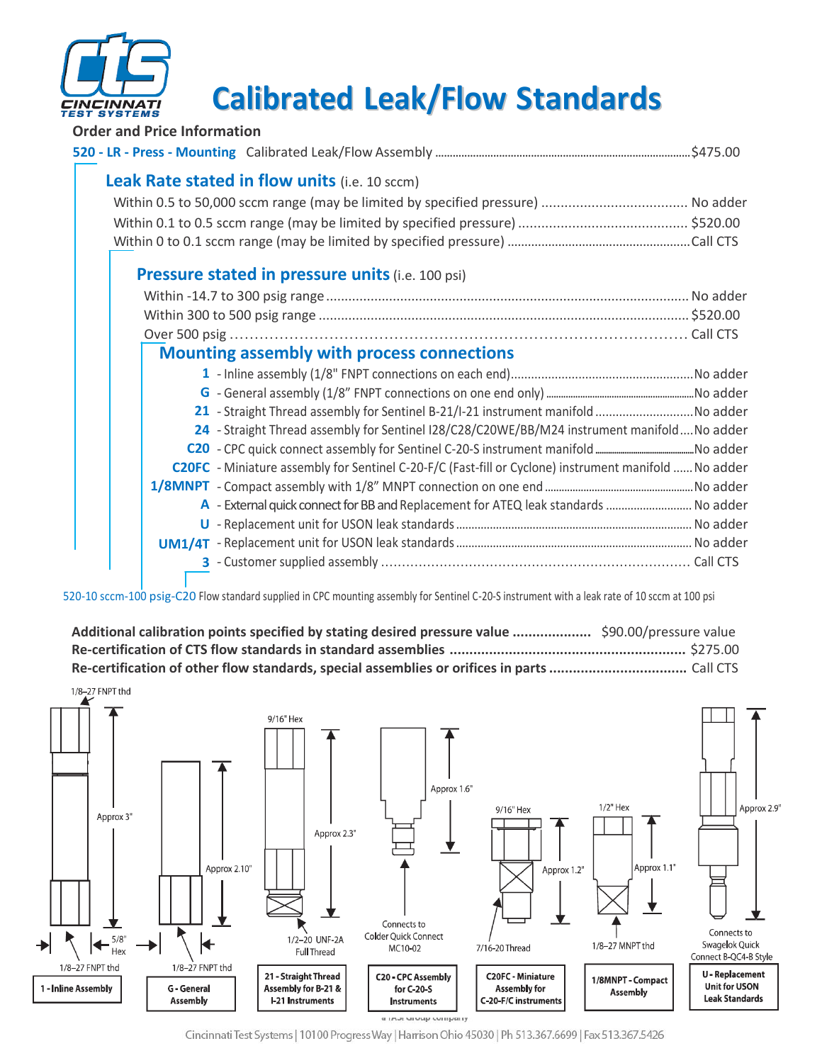# Calibrated Leak/Flow Standards

**Order and Price Information**

**520 - LR - Press - Mounting** Calibrated Leak/Flow Assembly ........ $475.00

## Leak Rate stated in flow units (i.e. 10 sccm)

| | |
|---|---|
| Within 0.5 to 50,000 sccm range (may be limited by specified pressure) | No adder |
| Within 0.1 to 0.5 sccm range (may be limited by specified pressure) | $520.00 |
| Within 0 to 0.1 sccm range (may be limited by specified pressure) | Call CTS |

## Pressure stated in pressure units (i.e. 100 psi)

| | |
|---|---|
| Within -14.7 to 300 psig range | No adder |
| Within 300 to 500 psig range | $520.00 |
| Over 500 psig | Call CTS |

## Mounting assembly with process connections

| | | |
|---|---|---|
| **1** | Inline assembly (1/8" FNPT connections on each end) | No adder |
| **G** | General assembly (1/8" FNPT connections on one end only) | No adder |
| **21** | Straight Thread assembly for Sentinel B-21/I-21 instrument manifold | No adder |
| **24** | Straight Thread assembly for Sentinel I28/C28/C20WE/BB/M24 instrument manifold | No adder |
| **C20** | CPC quick connect assembly for Sentinel C-20-S instrument manifold | No adder |
| **C20FC** | Miniature assembly for Sentinel C-20-F/C (Fast-fill or Cyclone) instrument manifold | No adder |
| **1/8MNPT** | Compact assembly with 1/8" MNPT connection on one end | No adder |
| **A** | External quick connect for BB and Replacement for ATEQ leak standards | No adder |
| **U** | Replacement unit for USON leak standards | No adder |
| **UM1/4T** | Replacement unit for USON leak standards | No adder |
| **3** | Customer supplied assembly | Call CTS |

520-10 sccm-100 psig-C20 Flow standard supplied in CPC mounting assembly for Sentinel C-20-S instrument with a leak rate of 10 sccm at 100 psi

| | |
|---|---|
| **Additional calibration points specified by stating desired pressure value** | $90.00/pressure value |
| **Re-certification of CTS flow standards in standard assemblies** | $275.00 |
| **Re-certification of other flow standards, special assemblies or orifices in parts** | Call CTS |

1/8–27 FNPT thd
Approx 3"
5/8" Hex
1/8–27 FNPT thd
**1 - Inline Assembly**

Approx 2.10"
1/8–27 FNPT thd
**G - General Assembly**

9/16" Hex
Approx 2.3"
1/2–20 UNF-2A Full Thread
**21 - Straight Thread Assembly for B-21 & I-21 Instruments**

Approx 1.6"
Connects to Colder Quick Connect MC10-02
**C20 - CPC Assembly for C-20-S Instruments**

9/16" Hex
Approx 1.2"
7/16-20 Thread
**C20FC - Miniature Assembly for C-20-F/C instruments**

1/2" Hex
Approx 1.1"
1/8–27 MNPT thd
**1/8MNPT - Compact Assembly**

Approx 2.9"
Connects to Swagelok Quick Connect B-QC4-B Style
**U - Replacement Unit for USON Leak Standards**

Cincinnati Test Systems | 10100 Progress Way | Harrison Ohio 45030 | Ph 513.367.6699 | Fax 513.367.5426